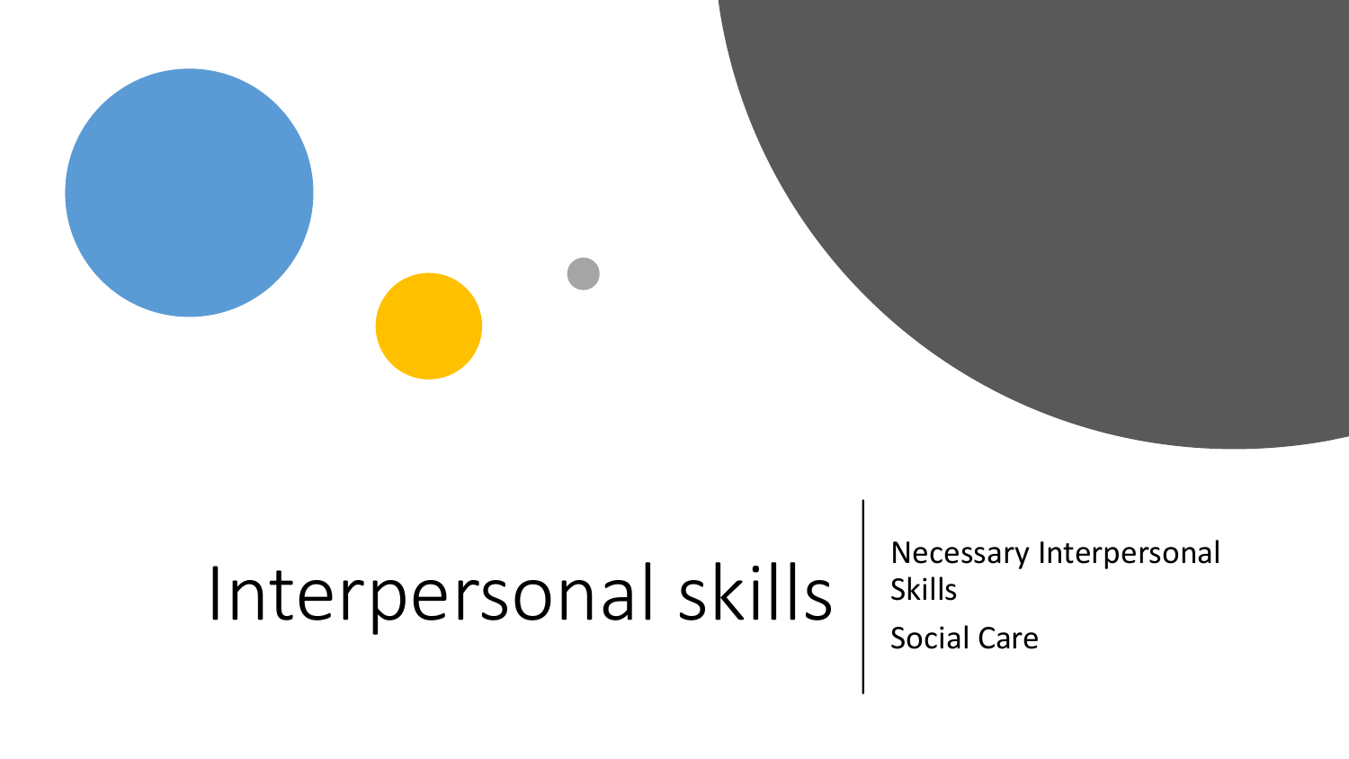# Interpersonal skills

Necessary Interpersonal Skills

Social Care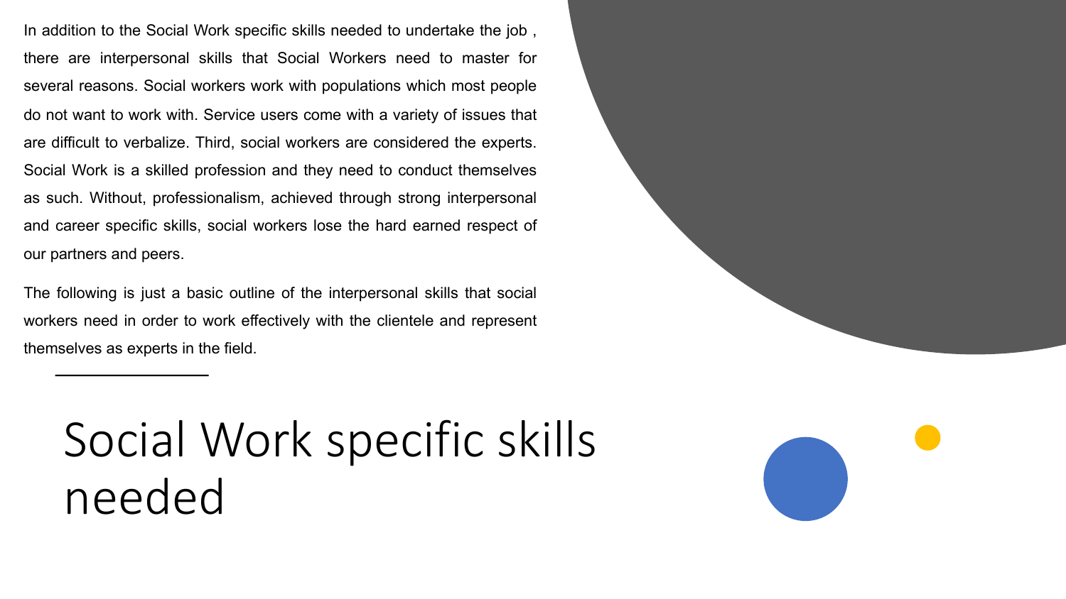In addition to the Social Work specific skills needed to undertake the job , there are interpersonal skills that Social Workers need to master for several reasons. Social workers work with populations which most people do not want to work with. Service users come with a variety of issues that are difficult to verbalize. Third, social workers are considered the experts. Social Work is a skilled profession and they need to conduct themselves as such. Without, professionalism, achieved through strong interpersonal and career specific skills, social workers lose the hard earned respect of our partners and peers.

The following is just a basic outline of the interpersonal skills that social workers need in order to work effectively with the clientele and represent themselves as experts in the field.

# Social Work specific skills needed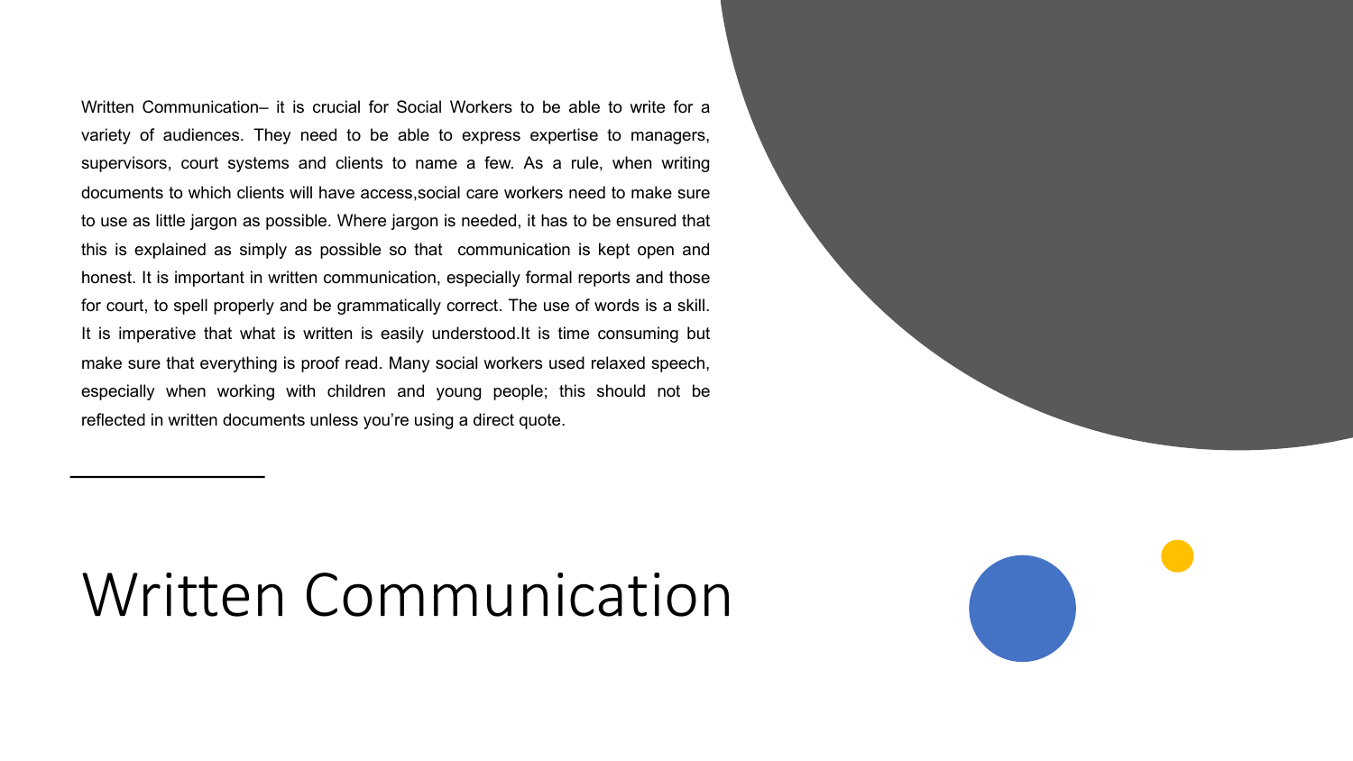# Written Communication

Written Communication– it is crucial for Social Workers to be able to write for a variety of audiences. They need to be able to express expertise to managers, supervisors, court systems and clients to name a few. As a rule, when writing documents to which clients will have access,social care workers need to make sure to use as little jargon as possible. Where jargon is needed, it has to be ensured that this is explained as simply as possible so that communication is kept open and honest. It is important in written communication, especially formal reports and those for court, to spell properly and be grammatically correct. The use of words is a skill. It is imperative that what is written is easily understood.It is time consuming but make sure that everything is proof read. Many social workers used relaxed speech, especially when working with children and young people; this should not be reflected in written documents unless you're using a direct quote.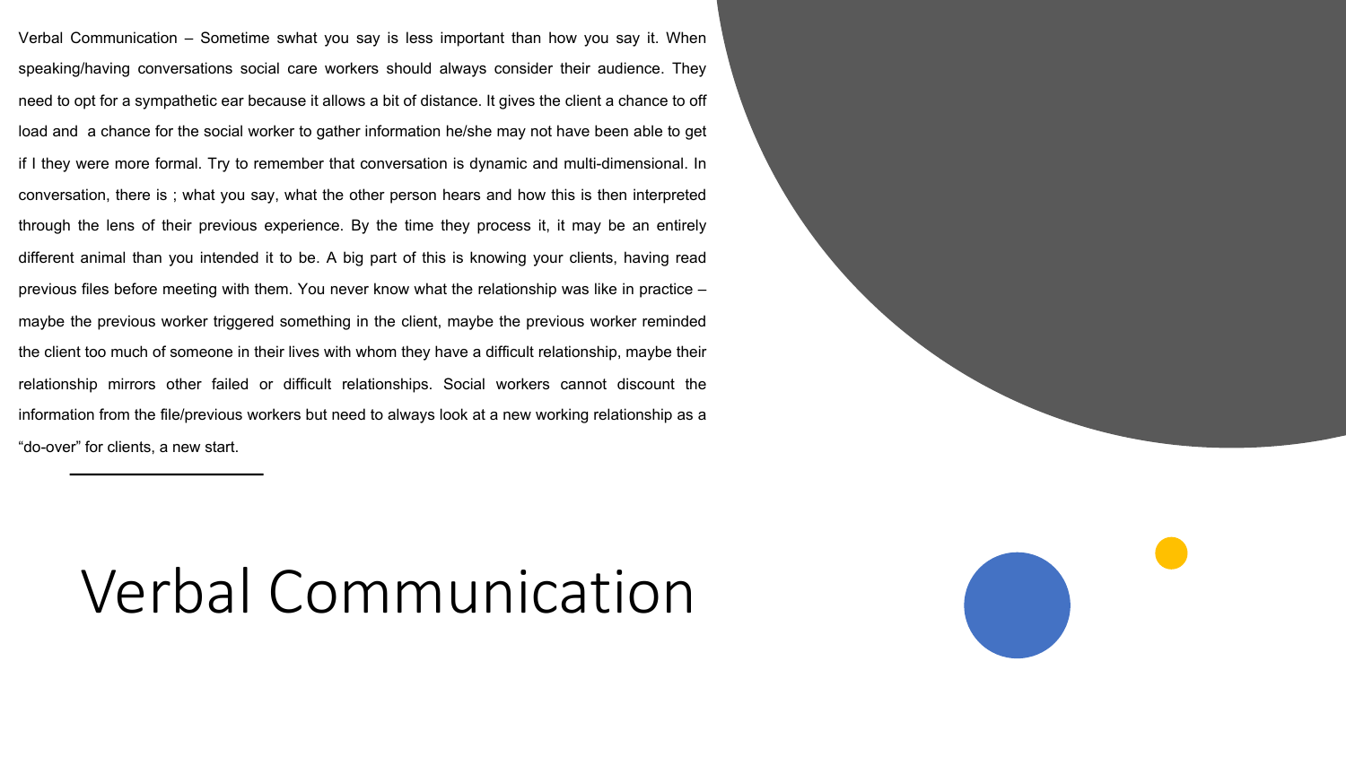# Verbal Communication

Verbal Communication – Sometime swhat you say is less important than how you say it. When speaking/having conversations social care workers should always consider their audience. They need to opt for a sympathetic ear because it allows a bit of distance. It gives the client a chance to off load and a chance for the social worker to gather information he/she may not have been able to get if I they were more formal. Try to remember that conversation is dynamic and multi-dimensional. In conversation, there is ; what you say, what the other person hears and how this is then interpreted through the lens of their previous experience. By the time they process it, it may be an entirely different animal than you intended it to be. A big part of this is knowing your clients, having read previous files before meeting with them. You never know what the relationship was like in practice – maybe the previous worker triggered something in the client, maybe the previous worker reminded the client too much of someone in their lives with whom they have a difficult relationship, maybe their relationship mirrors other failed or difficult relationships. Social workers cannot discount the information from the file/previous workers but need to always look at a new working relationship as a "do-over" for clients, a new start.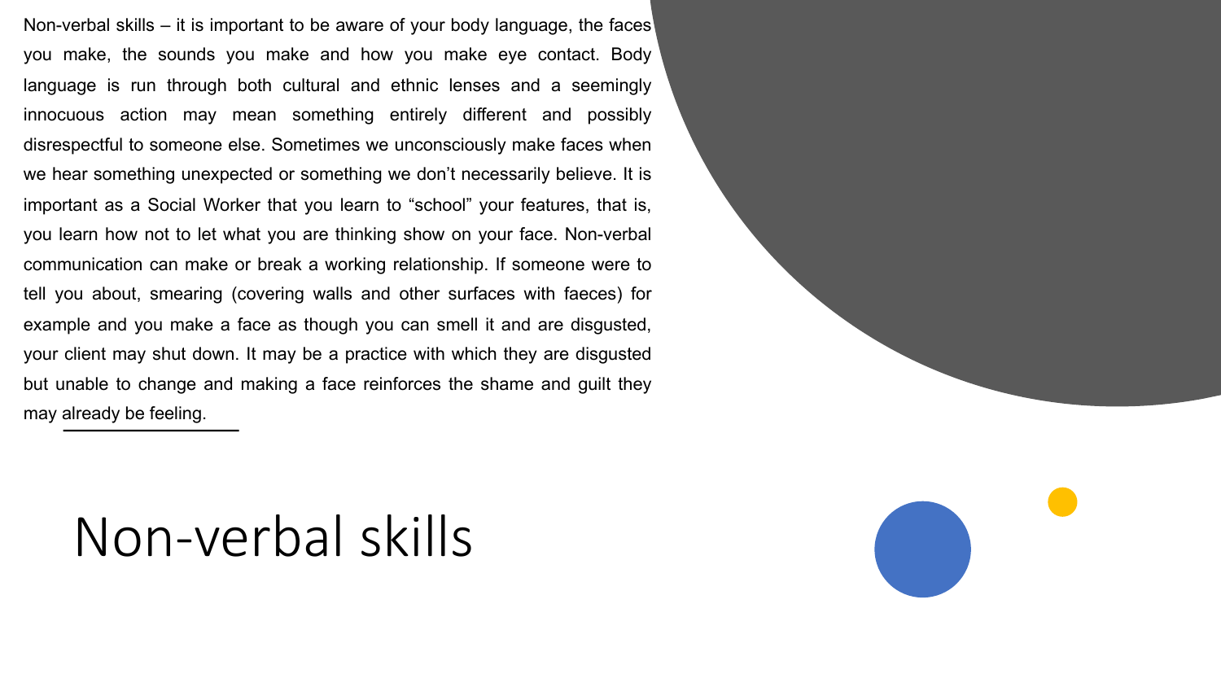Non-verbal skills – it is important to be aware of your body language, the faces you make, the sounds you make and how you make eye contact. Body language is run through both cultural and ethnic lenses and a seemingly innocuous action may mean something entirely different and possibly disrespectful to someone else. Sometimes we unconsciously make faces when we hear something unexpected or something we don't necessarily believe. It is important as a Social Worker that you learn to "school" your features, that is, you learn how not to let what you are thinking show on your face. Non-verbal communication can make or break a working relationship. If someone were to tell you about, smearing (covering walls and other surfaces with faeces) for example and you make a face as though you can smell it and are disgusted, your client may shut down. It may be a practice with which they are disgusted but unable to change and making a face reinforces the shame and guilt they may already be feeling.

# Non-verbal skills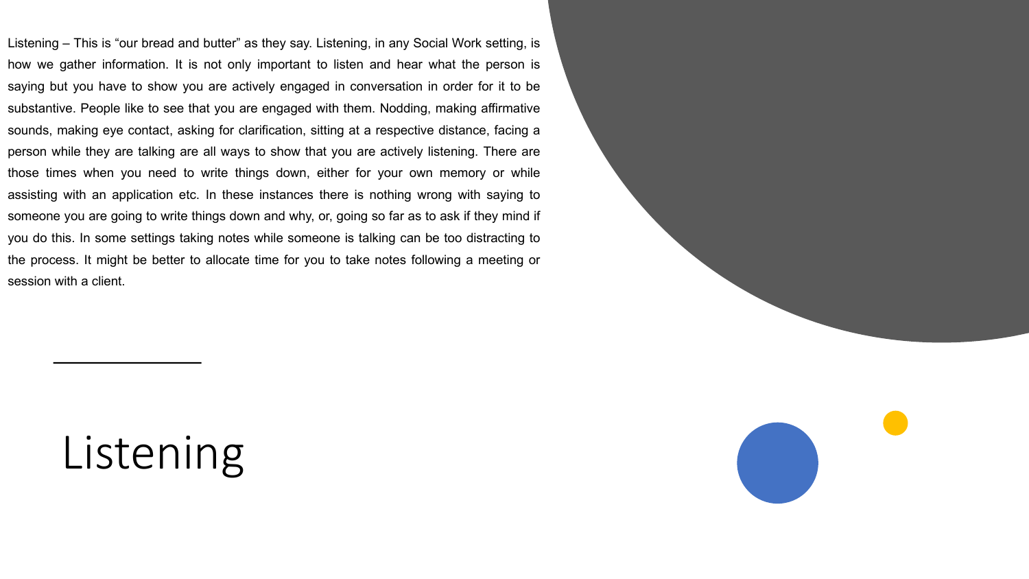# Listening

Listening – This is "our bread and butter" as they say. Listening, in any Social Work setting, is how we gather information. It is not only important to listen and hear what the person is saying but you have to show you are actively engaged in conversation in order for it to be substantive. People like to see that you are engaged with them. Nodding, making affirmative sounds, making eye contact, asking for clarification, sitting at a respective distance, facing a person while they are talking are all ways to show that you are actively listening. There are those times when you need to write things down, either for your own memory or while assisting with an application etc. In these instances there is nothing wrong with saying to someone you are going to write things down and why, or, going so far as to ask if they mind if you do this. In some settings taking notes while someone is talking can be too distracting to the process. It might be better to allocate time for you to take notes following a meeting or session with a client.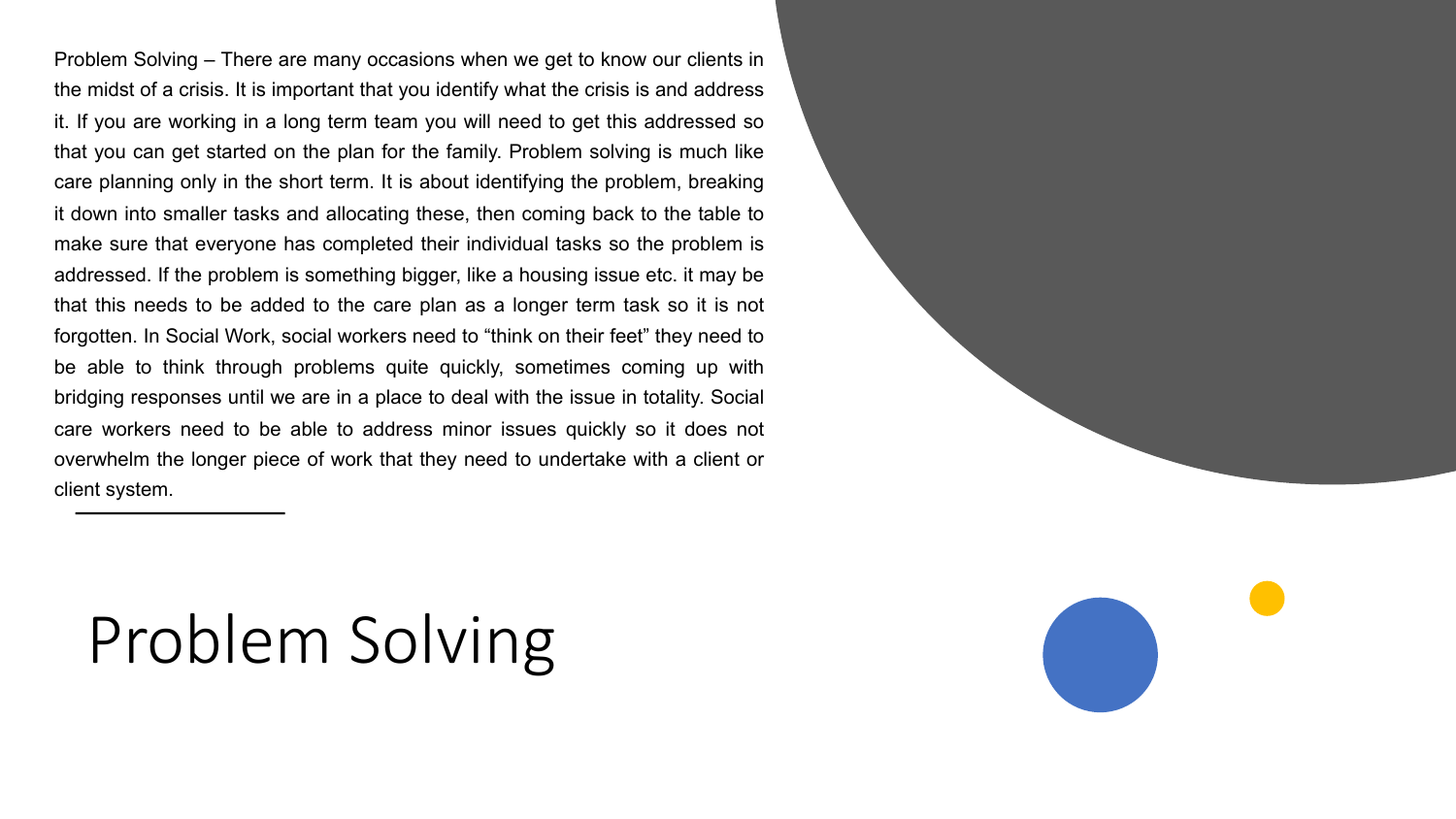# Problem Solving

Problem Solving – There are many occasions when we get to know our clients in the midst of a crisis. It is important that you identify what the crisis is and address it. If you are working in a long term team you will need to get this addressed so that you can get started on the plan for the family. Problem solving is much like care planning only in the short term. It is about identifying the problem, breaking it down into smaller tasks and allocating these, then coming back to the table to make sure that everyone has completed their individual tasks so the problem is addressed. If the problem is something bigger, like a housing issue etc. it may be that this needs to be added to the care plan as a longer term task so it is not forgotten. In Social Work, social workers need to "think on their feet" they need to be able to think through problems quite quickly, sometimes coming up with bridging responses until we are in a place to deal with the issue in totality. Social care workers need to be able to address minor issues quickly so it does not overwhelm the longer piece of work that they need to undertake with a client or client system.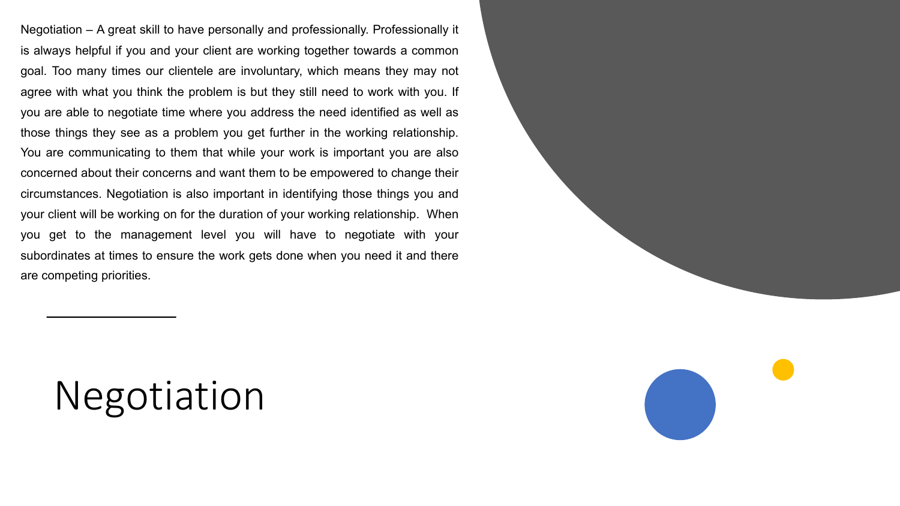# Negotiation

Negotiation – A great skill to have personally and professionally. Professionally it is always helpful if you and your client are working together towards a common goal. Too many times our clientele are involuntary, which means they may not agree with what you think the problem is but they still need to work with you. If you are able to negotiate time where you address the need identified as well as those things they see as a problem you get further in the working relationship. You are communicating to them that while your work is important you are also concerned about their concerns and want them to be empowered to change their circumstances. Negotiation is also important in identifying those things you and your client will be working on for the duration of your working relationship. When you get to the management level you will have to negotiate with your subordinates at times to ensure the work gets done when you need it and there are competing priorities.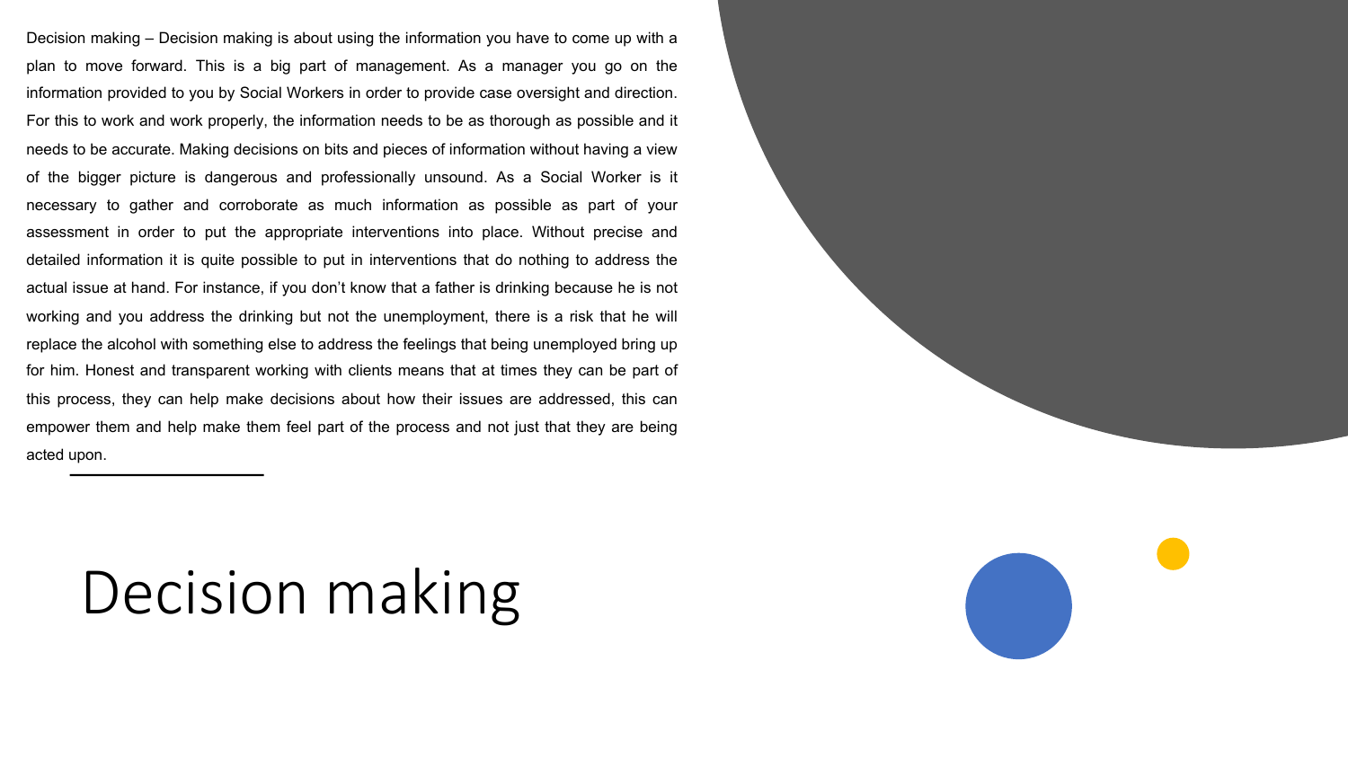Decision making – Decision making is about using the information you have to come up with a plan to move forward. This is a big part of management. As a manager you go on the information provided to you by Social Workers in order to provide case oversight and direction. For this to work and work properly, the information needs to be as thorough as possible and it needs to be accurate. Making decisions on bits and pieces of information without having a view of the bigger picture is dangerous and professionally unsound. As a Social Worker is it necessary to gather and corroborate as much information as possible as part of your assessment in order to put the appropriate interventions into place. Without precise and detailed information it is quite possible to put in interventions that do nothing to address the actual issue at hand. For instance, if you don't know that a father is drinking because he is not working and you address the drinking but not the unemployment, there is a risk that he will replace the alcohol with something else to address the feelings that being unemployed bring up for him. Honest and transparent working with clients means that at times they can be part of this process, they can help make decisions about how their issues are addressed, this can empower them and help make them feel part of the process and not just that they are being acted upon.

# Decision making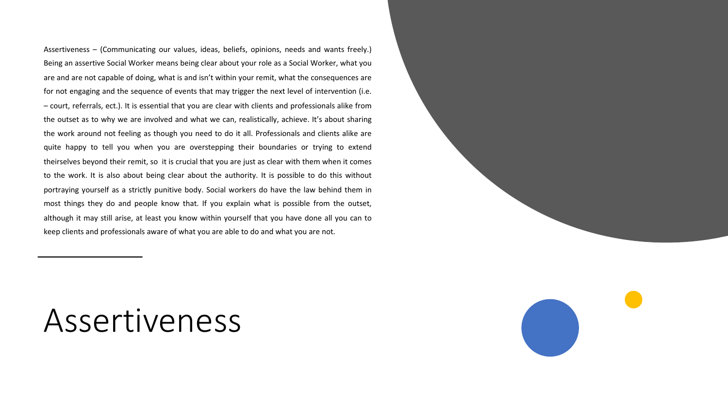Assertiveness – (Communicating our values, ideas, beliefs, opinions, needs and wants freely.) Being an assertive Social Worker means being clear about your role as a Social Worker, what you are and are not capable of doing, what is and isn't within your remit, what the consequences are for not engaging and the sequence of events that may trigger the next level of intervention (i.e. – court, referrals, ect.). It is essential that you are clear with clients and professionals alike from the outset as to why we are involved and what we can, realistically, achieve. It's about sharing the work around not feeling as though you need to do it all. Professionals and clients alike are quite happy to tell you when you are overstepping their boundaries or trying to extend theirselves beyond their remit, so it is crucial that you are just as clear with them when it comes to the work. It is also about being clear about the authority. It is possible to do this without portraying yourself as a strictly punitive body. Social workers do have the law behind them in most things they do and people know that. If you explain what is possible from the outset, although it may still arise, at least you know within yourself that you have done all you can to keep clients and professionals aware of what you are able to do and what you are not.

# Assertiveness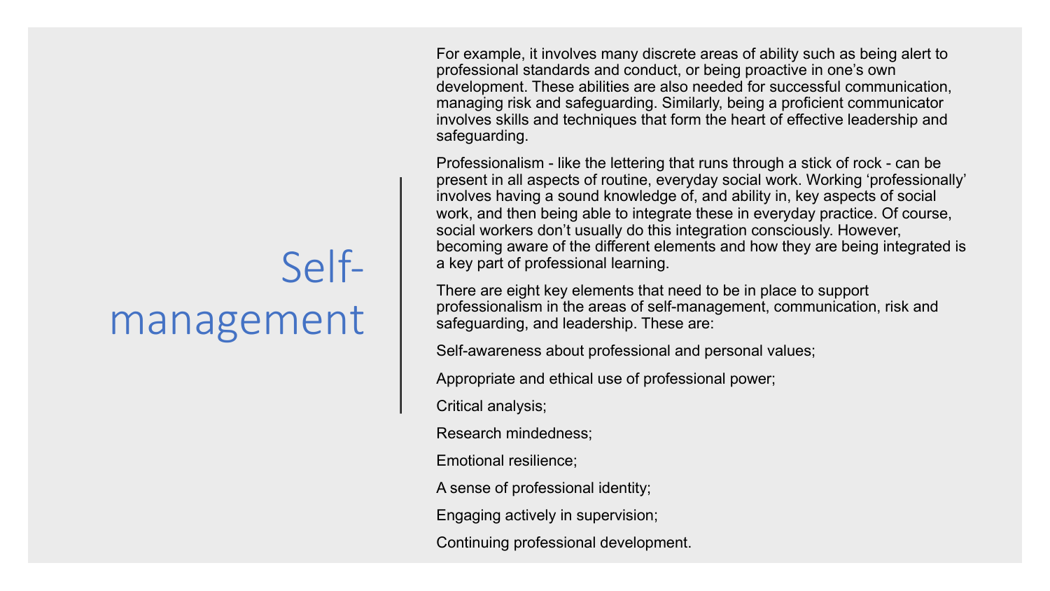# Self-management

For example, it involves many discrete areas of ability such as being alert to professional standards and conduct, or being proactive in one's own development. These abilities are also needed for successful communication, managing risk and safeguarding. Similarly, being a proficient communicator involves skills and techniques that form the heart of effective leadership and safeguarding.

Professionalism - like the lettering that runs through a stick of rock - can be present in all aspects of routine, everyday social work. Working 'professionally' involves having a sound knowledge of, and ability in, key aspects of social work, and then being able to integrate these in everyday practice. Of course, social workers don't usually do this integration consciously. However, becoming aware of the different elements and how they are being integrated is a key part of professional learning.

There are eight key elements that need to be in place to support professionalism in the areas of self-management, communication, risk and safeguarding, and leadership. These are:

Self-awareness about professional and personal values;

Appropriate and ethical use of professional power;

Critical analysis;

Research mindedness;

Emotional resilience;

A sense of professional identity;

Engaging actively in supervision;

Continuing professional development.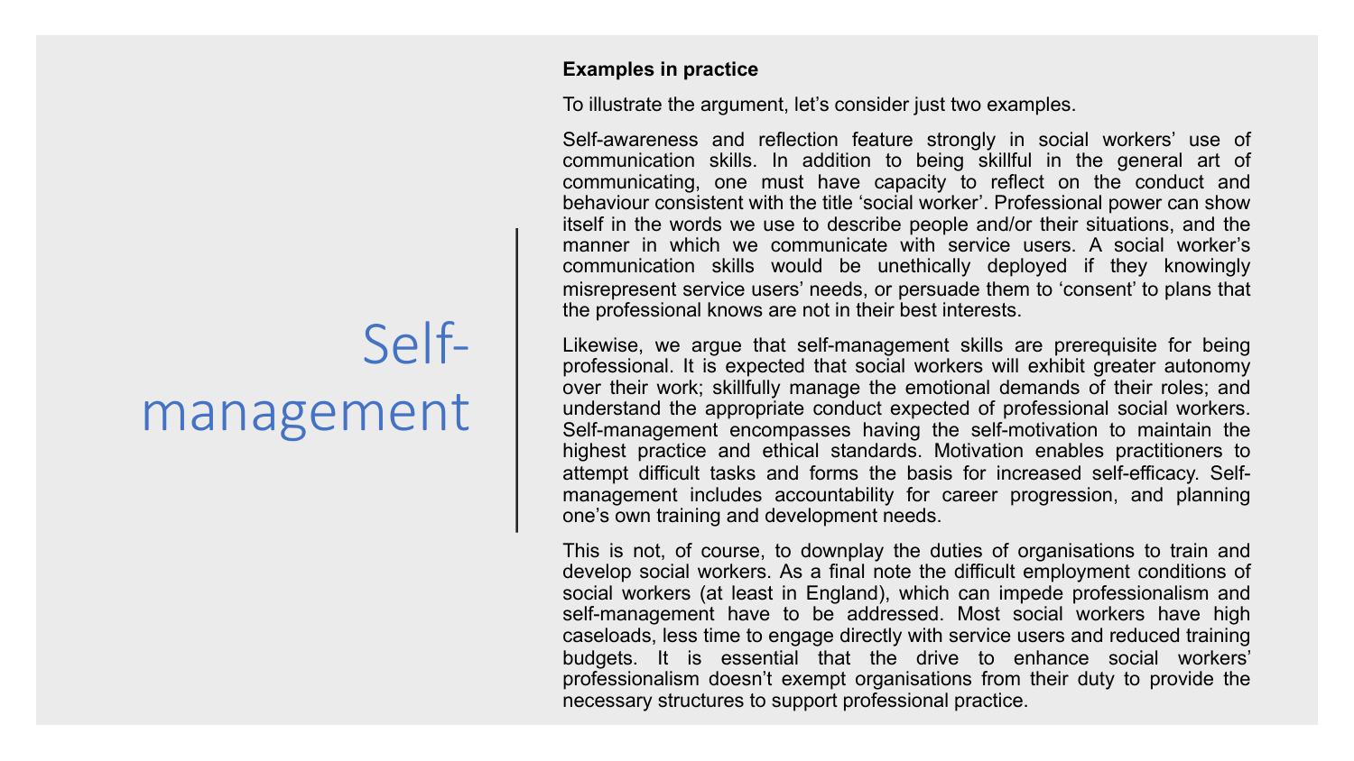# Self-management

**Examples in practice**

To illustrate the argument, let's consider just two examples.

Self-awareness and reflection feature strongly in social workers' use of communication skills. In addition to being skillful in the general art of communicating, one must have capacity to reflect on the conduct and behaviour consistent with the title 'social worker'. Professional power can show itself in the words we use to describe people and/or their situations, and the manner in which we communicate with service users. A social worker's communication skills would be unethically deployed if they knowingly misrepresent service users' needs, or persuade them to 'consent' to plans that the professional knows are not in their best interests.

Likewise, we argue that self-management skills are prerequisite for being professional. It is expected that social workers will exhibit greater autonomy over their work; skillfully manage the emotional demands of their roles; and understand the appropriate conduct expected of professional social workers. Self-management encompasses having the self-motivation to maintain the highest practice and ethical standards. Motivation enables practitioners to attempt difficult tasks and forms the basis for increased self-efficacy. Self-management includes accountability for career progression, and planning one's own training and development needs.

This is not, of course, to downplay the duties of organisations to train and develop social workers. As a final note the difficult employment conditions of social workers (at least in England), which can impede professionalism and self-management have to be addressed. Most social workers have high caseloads, less time to engage directly with service users and reduced training budgets. It is essential that the drive to enhance social workers' professionalism doesn't exempt organisations from their duty to provide the necessary structures to support professional practice.